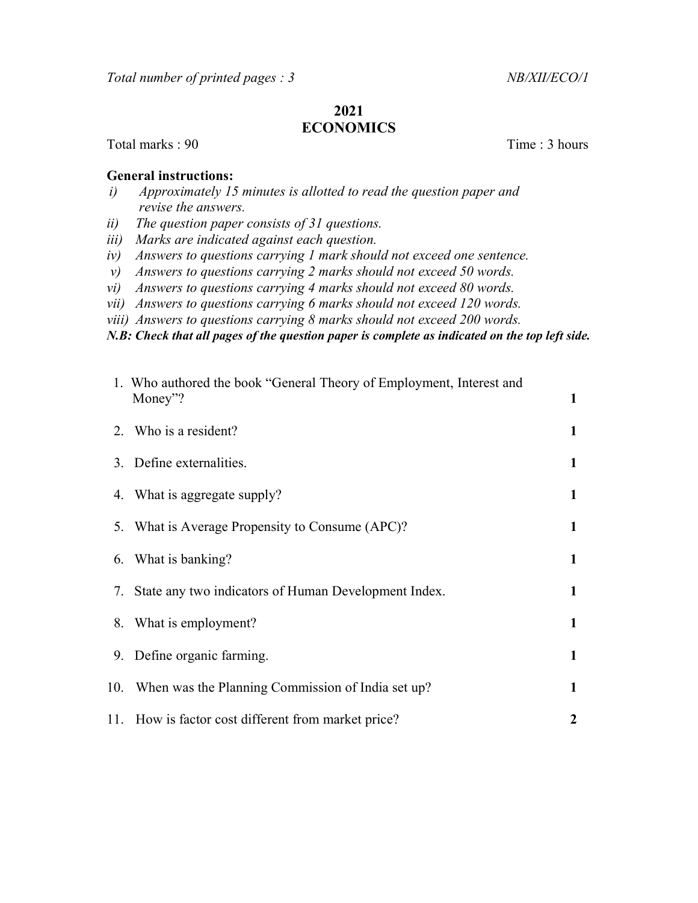*Total number of printed pages : 3* *NB/XII/ECO/1*

# 2021
# ECONOMICS

Total marks : 90 Time : 3 hours

**General instructions:**

*i) Approximately 15 minutes is allotted to read the question paper and revise the answers.*
*ii) The question paper consists of 31 questions.*
*iii) Marks are indicated against each question.*
*iv) Answers to questions carrying 1 mark should not exceed one sentence.*
*v) Answers to questions carrying 2 marks should not exceed 50 words.*
*vi) Answers to questions carrying 4 marks should not exceed 80 words.*
*vii) Answers to questions carrying 6 marks should not exceed 120 words.*
*viii) Answers to questions carrying 8 marks should not exceed 200 words.*

***N.B: Check that all pages of the question paper is complete as indicated on the top left side.***

1. Who authored the book "General Theory of Employment, Interest and Money"? **1**
2. Who is a resident? **1**
3. Define externalities. **1**
4. What is aggregate supply? **1**
5. What is Average Propensity to Consume (APC)? **1**
6. What is banking? **1**
7. State any two indicators of Human Development Index. **1**
8. What is employment? **1**
9. Define organic farming. **1**
10. When was the Planning Commission of India set up? **1**
11. How is factor cost different from market price? **2**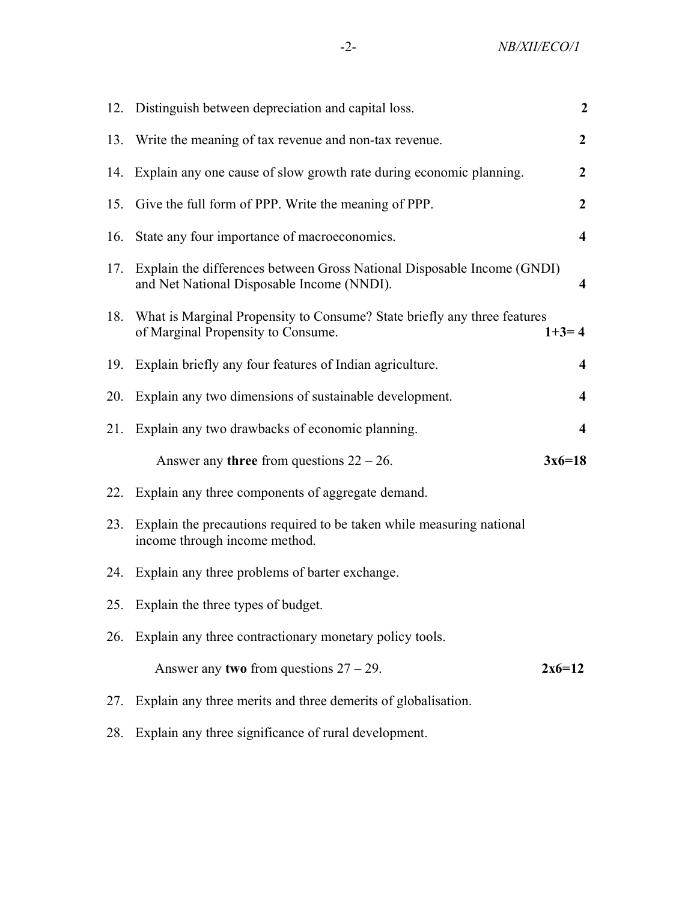12. Distinguish between depreciation and capital loss. **2**

13. Write the meaning of tax revenue and non-tax revenue. **2**

14. Explain any one cause of slow growth rate during economic planning. **2**

15. Give the full form of PPP. Write the meaning of PPP. **2**

16. State any four importance of macroeconomics. **4**

17. Explain the differences between Gross National Disposable Income (GNDI) and Net National Disposable Income (NNDI). **4**

18. What is Marginal Propensity to Consume? State briefly any three features of Marginal Propensity to Consume. **1+3= 4**

19. Explain briefly any four features of Indian agriculture. **4**

20. Explain any two dimensions of sustainable development. **4**

21. Explain any two drawbacks of economic planning. **4**

Answer any **three** from questions 22 – 26. **3x6=18**

22. Explain any three components of aggregate demand.

23. Explain the precautions required to be taken while measuring national income through income method.

24. Explain any three problems of barter exchange.

25. Explain the three types of budget.

26. Explain any three contractionary monetary policy tools.

Answer any **two** from questions 27 – 29. **2x6=12**

27. Explain any three merits and three demerits of globalisation.

28. Explain any three significance of rural development.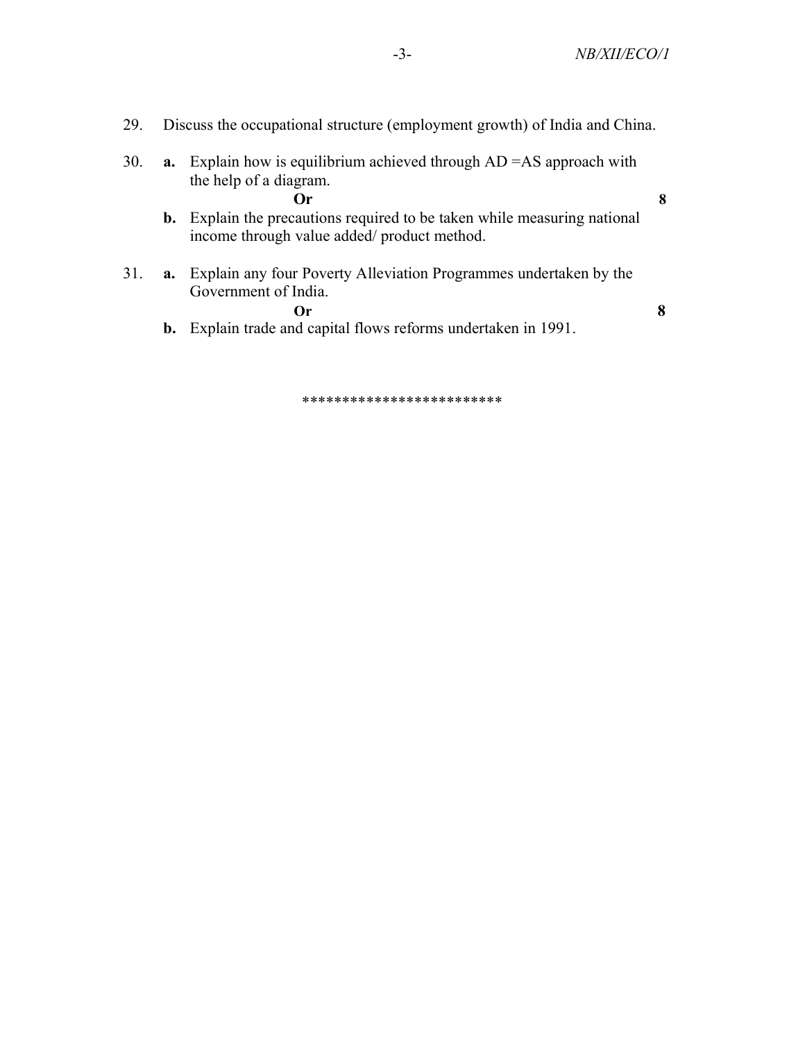29. Discuss the occupational structure (employment growth) of India and China.

30. **a.** Explain how is equilibrium achieved through AD =AS approach with the help of a diagram.

    **Or** **8**

    **b.** Explain the precautions required to be taken while measuring national income through value added/ product method.

31. **a.** Explain any four Poverty Alleviation Programmes undertaken by the Government of India.

    **Or** **8**

    **b.** Explain trade and capital flows reforms undertaken in 1991.

*************************